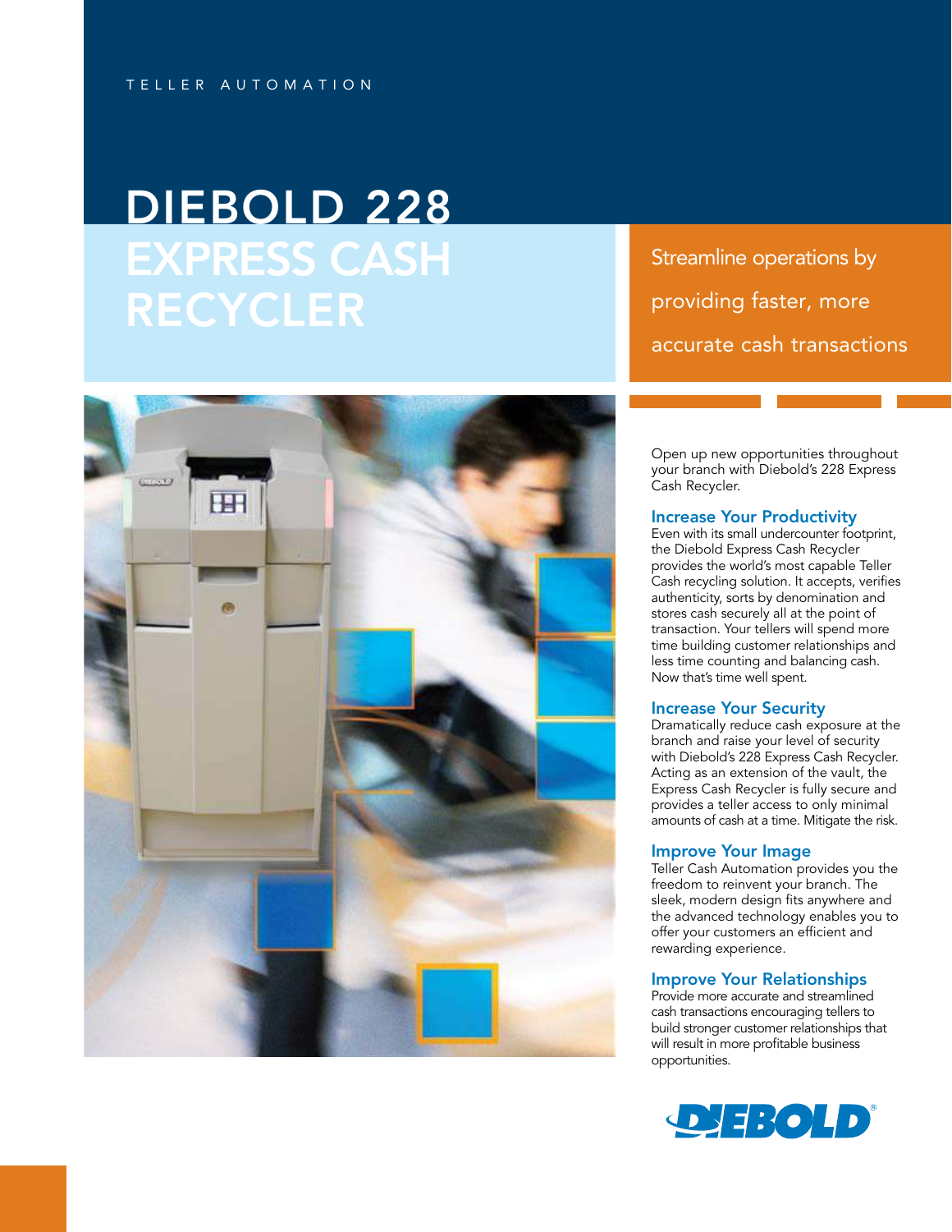TELLER AUTOMATION

# DIEBOLD 228 EXPRESS CASH RECYCLER

Streamline operations by providing faster, more accurate cash transactions

Open up new opportunities throughout your branch with Diebold's 228 Express Cash Recycler.

## Increase Your Productivity

Even with its small undercounter footprint, the Diebold Express Cash Recycler provides the world's most capable Teller Cash recycling solution. It accepts, verifies authenticity, sorts by denomination and stores cash securely all at the point of transaction. Your tellers will spend more time building customer relationships and less time counting and balancing cash. Now that's time well spent.

## Increase Your Security

Dramatically reduce cash exposure at the branch and raise your level of security with Diebold's 228 Express Cash Recycler. Acting as an extension of the vault, the Express Cash Recycler is fully secure and provides a teller access to only minimal amounts of cash at a time. Mitigate the risk.

## Improve Your Image

Teller Cash Automation provides you the freedom to reinvent your branch. The sleek, modern design fits anywhere and the advanced technology enables you to offer your customers an efficient and rewarding experience.

## Improve Your Relationships

Provide more accurate and streamlined cash transactions encouraging tellers to build stronger customer relationships that will result in more profitable business opportunities.

DIEBOLD®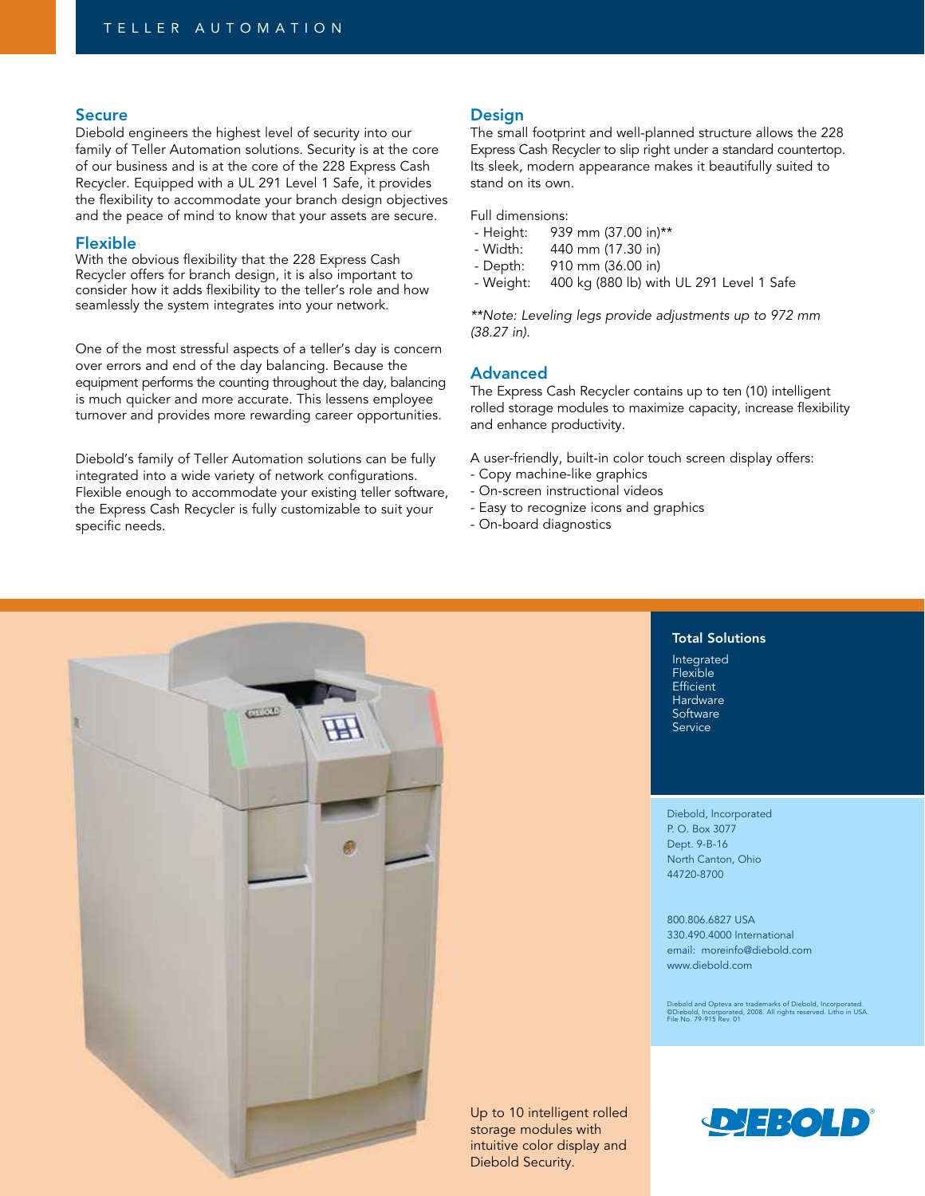## Secure

Diebold engineers the highest level of security into our family of Teller Automation solutions. Security is at the core of our business and is at the core of the 228 Express Cash Recycler. Equipped with a UL 291 Level 1 Safe, it provides the flexibility to accommodate your branch design objectives and the peace of mind to know that your assets are secure.

## Flexible

With the obvious flexibility that the 228 Express Cash Recycler offers for branch design, it is also important to consider how it adds flexibility to the teller's role and how seamlessly the system integrates into your network.

One of the most stressful aspects of a teller's day is concern over errors and end of the day balancing. Because the equipment performs the counting throughout the day, balancing is much quicker and more accurate. This lessens employee turnover and provides more rewarding career opportunities.

Diebold's family of Teller Automation solutions can be fully integrated into a wide variety of network configurations. Flexible enough to accommodate your existing teller software, the Express Cash Recycler is fully customizable to suit your specific needs.

## Design

The small footprint and well-planned structure allows the 228 Express Cash Recycler to slip right under a standard countertop. Its sleek, modern appearance makes it beautifully suited to stand on its own.

Full dimensions:

- Height: 939 mm (37.00 in)**
- Width: 440 mm (17.30 in)
- Depth: 910 mm (36.00 in)
- Weight: 400 kg (880 lb) with UL 291 Level 1 Safe

*\*\*Note: Leveling legs provide adjustments up to 972 mm (38.27 in).*

## Advanced

The Express Cash Recycler contains up to ten (10) intelligent rolled storage modules to maximize capacity, increase flexibility and enhance productivity.

A user-friendly, built-in color touch screen display offers:

- Copy machine-like graphics
- On-screen instructional videos
- Easy to recognize icons and graphics
- On-board diagnostics

Up to 10 intelligent rolled storage modules with intuitive color display and Diebold Security.

### Total Solutions

Integrated
Flexible
Efficient
Hardware
Software
Service

Diebold, Incorporated
P. O. Box 3077
Dept. 9-B-16
North Canton, Ohio
44720-8700

800.806.6827 USA
330.490.4000 International
email: moreinfo@diebold.com
www.diebold.com

Diebold and Opteva are trademarks of Diebold, Incorporated.
©Diebold, Incorporated, 2008. All rights reserved. Litho in USA.
File No. 79-915 Rev. 01

DIEBOLD®